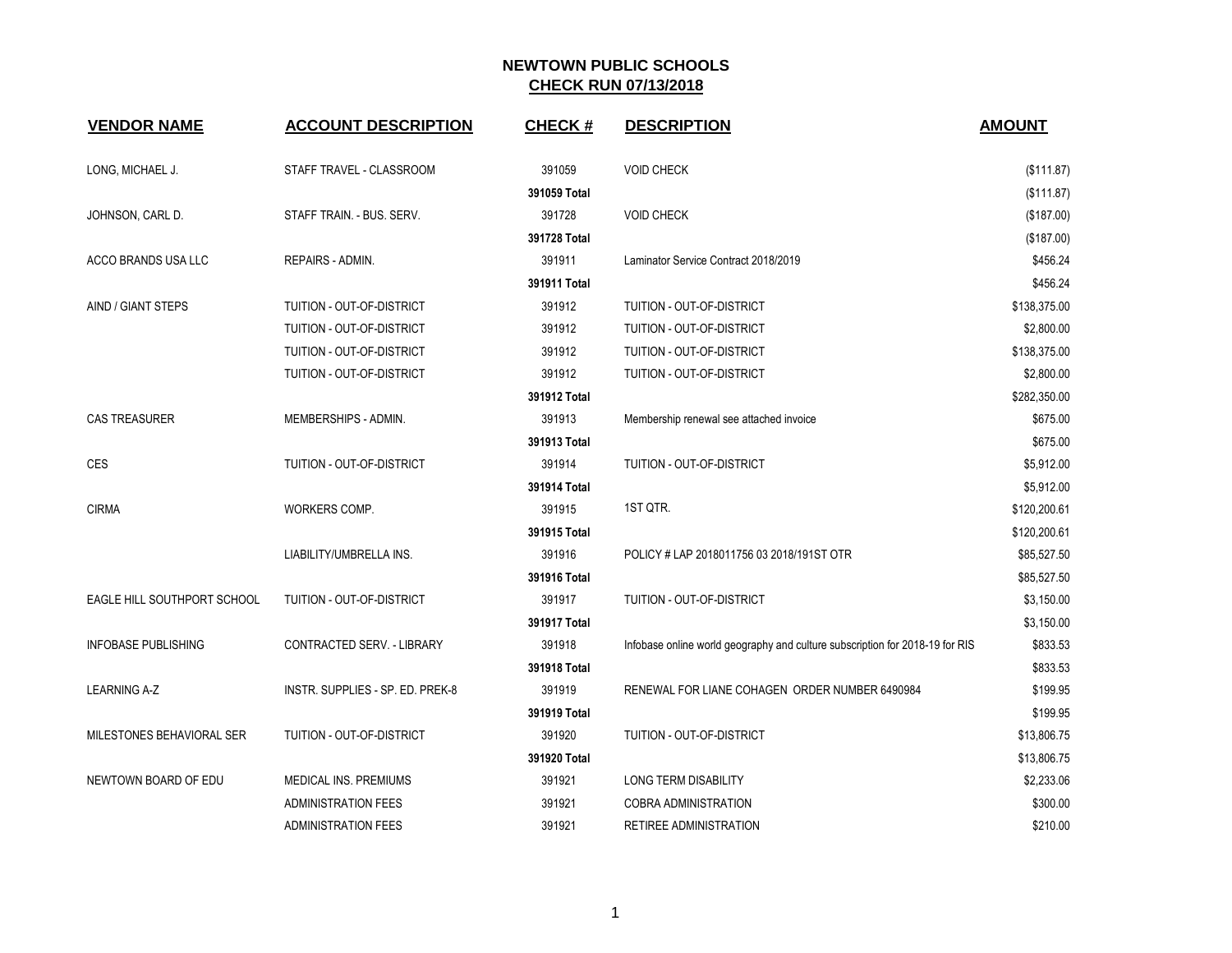# NEWTOWN PUBLIC SCHOOLS
## CHECK RUN 07/13/2018

| VENDOR NAME | ACCOUNT DESCRIPTION | CHECK # | DESCRIPTION | AMOUNT |
|---|---|---|---|---|
| LONG, MICHAEL J. | STAFF TRAVEL - CLASSROOM | 391059 | VOID CHECK | ($111.87) |
| | | **391059 Total** | | ($111.87) |
| JOHNSON, CARL D. | STAFF TRAIN. - BUS. SERV. | 391728 | VOID CHECK | ($187.00) |
| | | **391728 Total** | | ($187.00) |
| ACCO BRANDS USA LLC | REPAIRS - ADMIN. | 391911 | Laminator Service Contract 2018/2019 | $456.24 |
| | | **391911 Total** | | $456.24 |
| AIND / GIANT STEPS | TUITION - OUT-OF-DISTRICT | 391912 | TUITION - OUT-OF-DISTRICT | $138,375.00 |
| | TUITION - OUT-OF-DISTRICT | 391912 | TUITION - OUT-OF-DISTRICT | $2,800.00 |
| | TUITION - OUT-OF-DISTRICT | 391912 | TUITION - OUT-OF-DISTRICT | $138,375.00 |
| | TUITION - OUT-OF-DISTRICT | 391912 | TUITION - OUT-OF-DISTRICT | $2,800.00 |
| | | **391912 Total** | | $282,350.00 |
| CAS TREASURER | MEMBERSHIPS - ADMIN. | 391913 | Membership renewal see attached invoice | $675.00 |
| | | **391913 Total** | | $675.00 |
| CES | TUITION - OUT-OF-DISTRICT | 391914 | TUITION - OUT-OF-DISTRICT | $5,912.00 |
| | | **391914 Total** | | $5,912.00 |
| CIRMA | WORKERS COMP. | 391915 | 1ST QTR. | $120,200.61 |
| | | **391915 Total** | | $120,200.61 |
| | LIABILITY/UMBRELLA INS. | 391916 | POLICY # LAP 2018011756 03 2018/191ST OTR | $85,527.50 |
| | | **391916 Total** | | $85,527.50 |
| EAGLE HILL SOUTHPORT SCHOOL | TUITION - OUT-OF-DISTRICT | 391917 | TUITION - OUT-OF-DISTRICT | $3,150.00 |
| | | **391917 Total** | | $3,150.00 |
| INFOBASE PUBLISHING | CONTRACTED SERV. - LIBRARY | 391918 | Infobase online world geography and culture subscription for 2018-19 for RIS | $833.53 |
| | | **391918 Total** | | $833.53 |
| LEARNING A-Z | INSTR. SUPPLIES - SP. ED. PREK-8 | 391919 | RENEWAL FOR LIANE COHAGEN ORDER NUMBER 6490984 | $199.95 |
| | | **391919 Total** | | $199.95 |
| MILESTONES BEHAVIORAL SER | TUITION - OUT-OF-DISTRICT | 391920 | TUITION - OUT-OF-DISTRICT | $13,806.75 |
| | | **391920 Total** | | $13,806.75 |
| NEWTOWN BOARD OF EDU | MEDICAL INS. PREMIUMS | 391921 | LONG TERM DISABILITY | $2,233.06 |
| | ADMINISTRATION FEES | 391921 | COBRA ADMINISTRATION | $300.00 |
| | ADMINISTRATION FEES | 391921 | RETIREE ADMINISTRATION | $210.00 |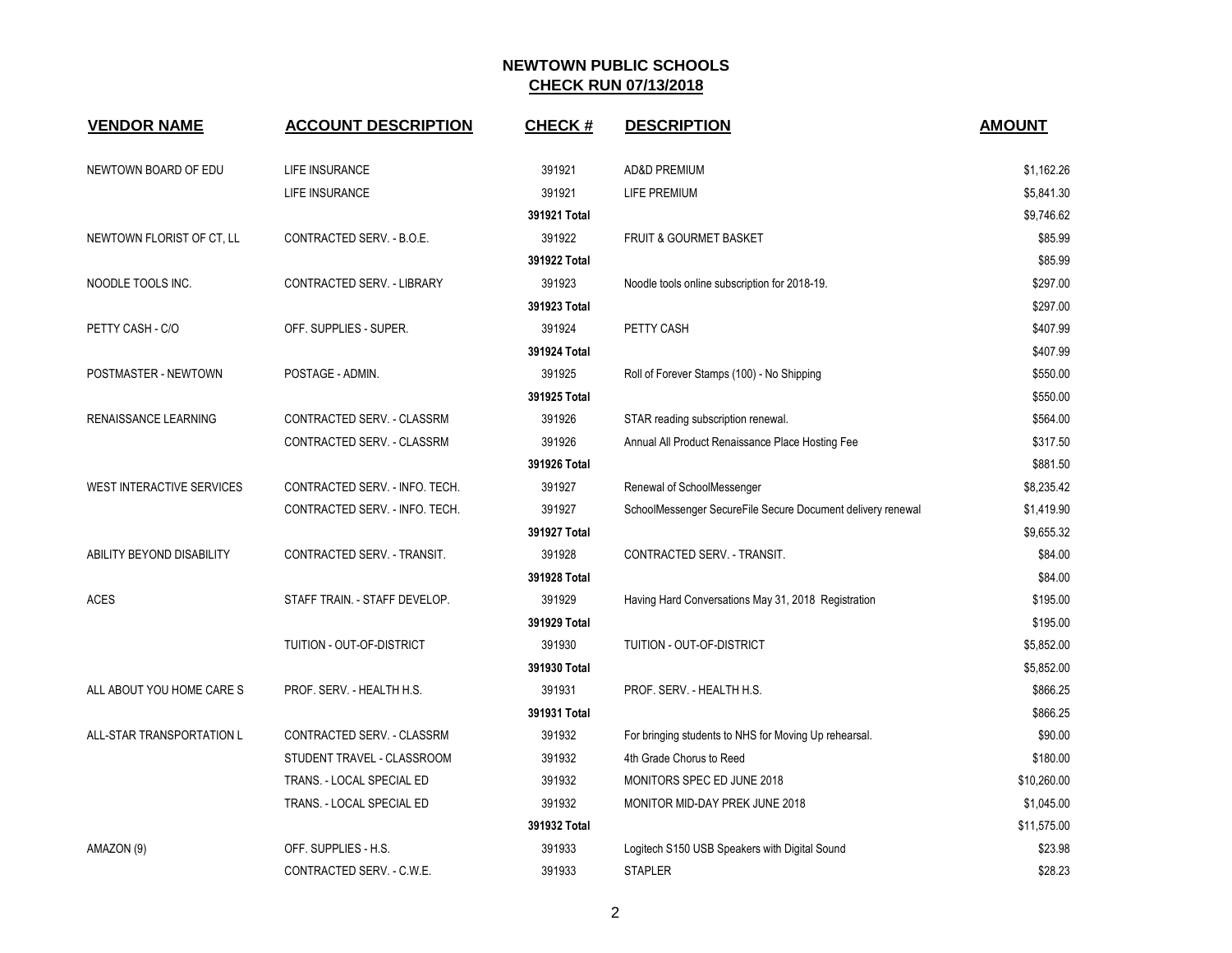# NEWTOWN PUBLIC SCHOOLS
## CHECK RUN 07/13/2018

| VENDOR NAME | ACCOUNT DESCRIPTION | CHECK # | DESCRIPTION | AMOUNT |
|---|---|---|---|---|
| NEWTOWN BOARD OF EDU | LIFE INSURANCE | 391921 | AD&D PREMIUM | $1,162.26 |
| | LIFE INSURANCE | 391921 | LIFE PREMIUM | $5,841.30 |
| | | **391921 Total** | | $9,746.62 |
| NEWTOWN FLORIST OF CT, LL | CONTRACTED SERV. - B.O.E. | 391922 | FRUIT & GOURMET BASKET | $85.99 |
| | | **391922 Total** | | $85.99 |
| NOODLE TOOLS INC. | CONTRACTED SERV. - LIBRARY | 391923 | Noodle tools online subscription for 2018-19. | $297.00 |
| | | **391923 Total** | | $297.00 |
| PETTY CASH - C/O | OFF. SUPPLIES - SUPER. | 391924 | PETTY CASH | $407.99 |
| | | **391924 Total** | | $407.99 |
| POSTMASTER - NEWTOWN | POSTAGE - ADMIN. | 391925 | Roll of Forever Stamps (100) - No Shipping | $550.00 |
| | | **391925 Total** | | $550.00 |
| RENAISSANCE LEARNING | CONTRACTED SERV. - CLASSRM | 391926 | STAR reading subscription renewal. | $564.00 |
| | CONTRACTED SERV. - CLASSRM | 391926 | Annual All Product Renaissance Place Hosting Fee | $317.50 |
| | | **391926 Total** | | $881.50 |
| WEST INTERACTIVE SERVICES | CONTRACTED SERV. - INFO. TECH. | 391927 | Renewal of SchoolMessenger | $8,235.42 |
| | CONTRACTED SERV. - INFO. TECH. | 391927 | SchoolMessenger SecureFile Secure Document delivery renewal | $1,419.90 |
| | | **391927 Total** | | $9,655.32 |
| ABILITY BEYOND DISABILITY | CONTRACTED SERV. - TRANSIT. | 391928 | CONTRACTED SERV. - TRANSIT. | $84.00 |
| | | **391928 Total** | | $84.00 |
| ACES | STAFF TRAIN. - STAFF DEVELOP. | 391929 | Having Hard Conversations May 31, 2018 Registration | $195.00 |
| | | **391929 Total** | | $195.00 |
| | TUITION - OUT-OF-DISTRICT | 391930 | TUITION - OUT-OF-DISTRICT | $5,852.00 |
| | | **391930 Total** | | $5,852.00 |
| ALL ABOUT YOU HOME CARE S | PROF. SERV. - HEALTH H.S. | 391931 | PROF. SERV. - HEALTH H.S. | $866.25 |
| | | **391931 Total** | | $866.25 |
| ALL-STAR TRANSPORTATION L | CONTRACTED SERV. - CLASSRM | 391932 | For bringing students to NHS for Moving Up rehearsal. | $90.00 |
| | STUDENT TRAVEL - CLASSROOM | 391932 | 4th Grade Chorus to Reed | $180.00 |
| | TRANS. - LOCAL SPECIAL ED | 391932 | MONITORS SPEC ED JUNE 2018 | $10,260.00 |
| | TRANS. - LOCAL SPECIAL ED | 391932 | MONITOR MID-DAY PREK JUNE 2018 | $1,045.00 |
| | | **391932 Total** | | $11,575.00 |
| AMAZON (9) | OFF. SUPPLIES - H.S. | 391933 | Logitech S150 USB Speakers with Digital Sound | $23.98 |
| | CONTRACTED SERV. - C.W.E. | 391933 | STAPLER | $28.23 |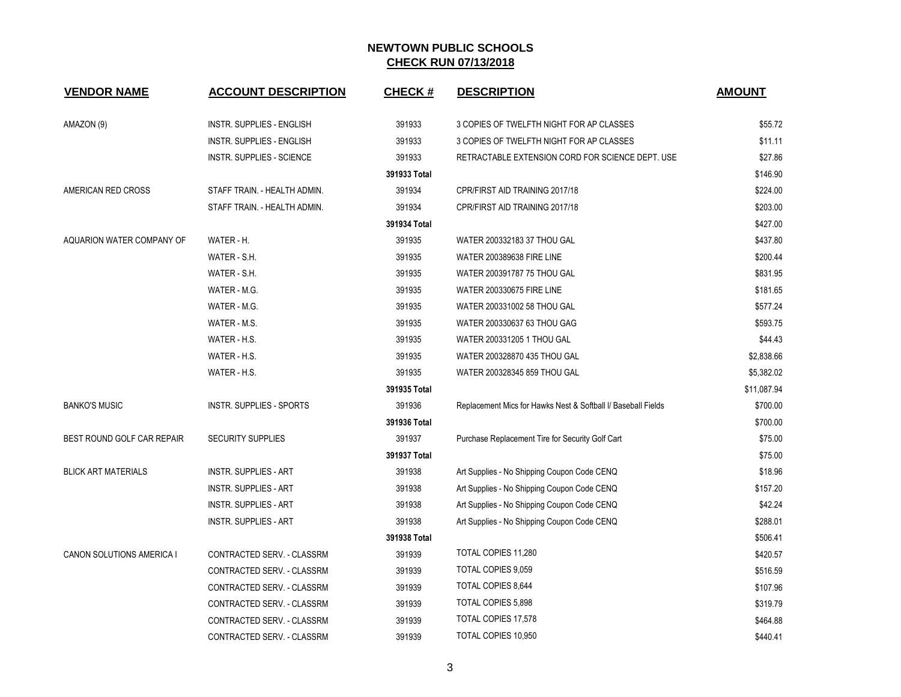## NEWTOWN PUBLIC SCHOOLS
## CHECK RUN 07/13/2018

| VENDOR NAME | ACCOUNT DESCRIPTION | CHECK # | DESCRIPTION | AMOUNT |
|---|---|---|---|---|
| AMAZON (9) | INSTR. SUPPLIES - ENGLISH | 391933 | 3 COPIES OF TWELFTH NIGHT FOR AP CLASSES | $55.72 |
| | INSTR. SUPPLIES - ENGLISH | 391933 | 3 COPIES OF TWELFTH NIGHT FOR AP CLASSES | $11.11 |
| | INSTR. SUPPLIES - SCIENCE | 391933 | RETRACTABLE EXTENSION CORD FOR SCIENCE DEPT. USE | $27.86 |
| | | **391933 Total** | | $146.90 |
| AMERICAN RED CROSS | STAFF TRAIN. - HEALTH ADMIN. | 391934 | CPR/FIRST AID TRAINING 2017/18 | $224.00 |
| | STAFF TRAIN. - HEALTH ADMIN. | 391934 | CPR/FIRST AID TRAINING 2017/18 | $203.00 |
| | | **391934 Total** | | $427.00 |
| AQUARION WATER COMPANY OF | WATER - H. | 391935 | WATER 200332183 37 THOU GAL | $437.80 |
| | WATER - S.H. | 391935 | WATER 200389638 FIRE LINE | $200.44 |
| | WATER - S.H. | 391935 | WATER 200391787 75 THOU GAL | $831.95 |
| | WATER - M.G. | 391935 | WATER 200330675 FIRE LINE | $181.65 |
| | WATER - M.G. | 391935 | WATER 200331002 58 THOU GAL | $577.24 |
| | WATER - M.S. | 391935 | WATER 200330637 63 THOU GAG | $593.75 |
| | WATER - H.S. | 391935 | WATER 200331205 1 THOU GAL | $44.43 |
| | WATER - H.S. | 391935 | WATER 200328870 435 THOU GAL | $2,838.66 |
| | WATER - H.S. | 391935 | WATER 200328345 859 THOU GAL | $5,382.02 |
| | | **391935 Total** | | $11,087.94 |
| BANKO'S MUSIC | INSTR. SUPPLIES - SPORTS | 391936 | Replacement Mics for Hawks Nest & Softball I/ Baseball Fields | $700.00 |
| | | **391936 Total** | | $700.00 |
| BEST ROUND GOLF CAR REPAIR | SECURITY SUPPLIES | 391937 | Purchase Replacement Tire for Security Golf Cart | $75.00 |
| | | **391937 Total** | | $75.00 |
| BLICK ART MATERIALS | INSTR. SUPPLIES - ART | 391938 | Art Supplies - No Shipping Coupon Code CENQ | $18.96 |
| | INSTR. SUPPLIES - ART | 391938 | Art Supplies - No Shipping Coupon Code CENQ | $157.20 |
| | INSTR. SUPPLIES - ART | 391938 | Art Supplies - No Shipping Coupon Code CENQ | $42.24 |
| | INSTR. SUPPLIES - ART | 391938 | Art Supplies - No Shipping Coupon Code CENQ | $288.01 |
| | | **391938 Total** | | $506.41 |
| CANON SOLUTIONS AMERICA I | CONTRACTED SERV. - CLASSRM | 391939 | TOTAL COPIES 11,280 | $420.57 |
| | CONTRACTED SERV. - CLASSRM | 391939 | TOTAL COPIES 9,059 | $516.59 |
| | CONTRACTED SERV. - CLASSRM | 391939 | TOTAL COPIES 8,644 | $107.96 |
| | CONTRACTED SERV. - CLASSRM | 391939 | TOTAL COPIES 5,898 | $319.79 |
| | CONTRACTED SERV. - CLASSRM | 391939 | TOTAL COPIES 17,578 | $464.88 |
| | CONTRACTED SERV. - CLASSRM | 391939 | TOTAL COPIES 10,950 | $440.41 |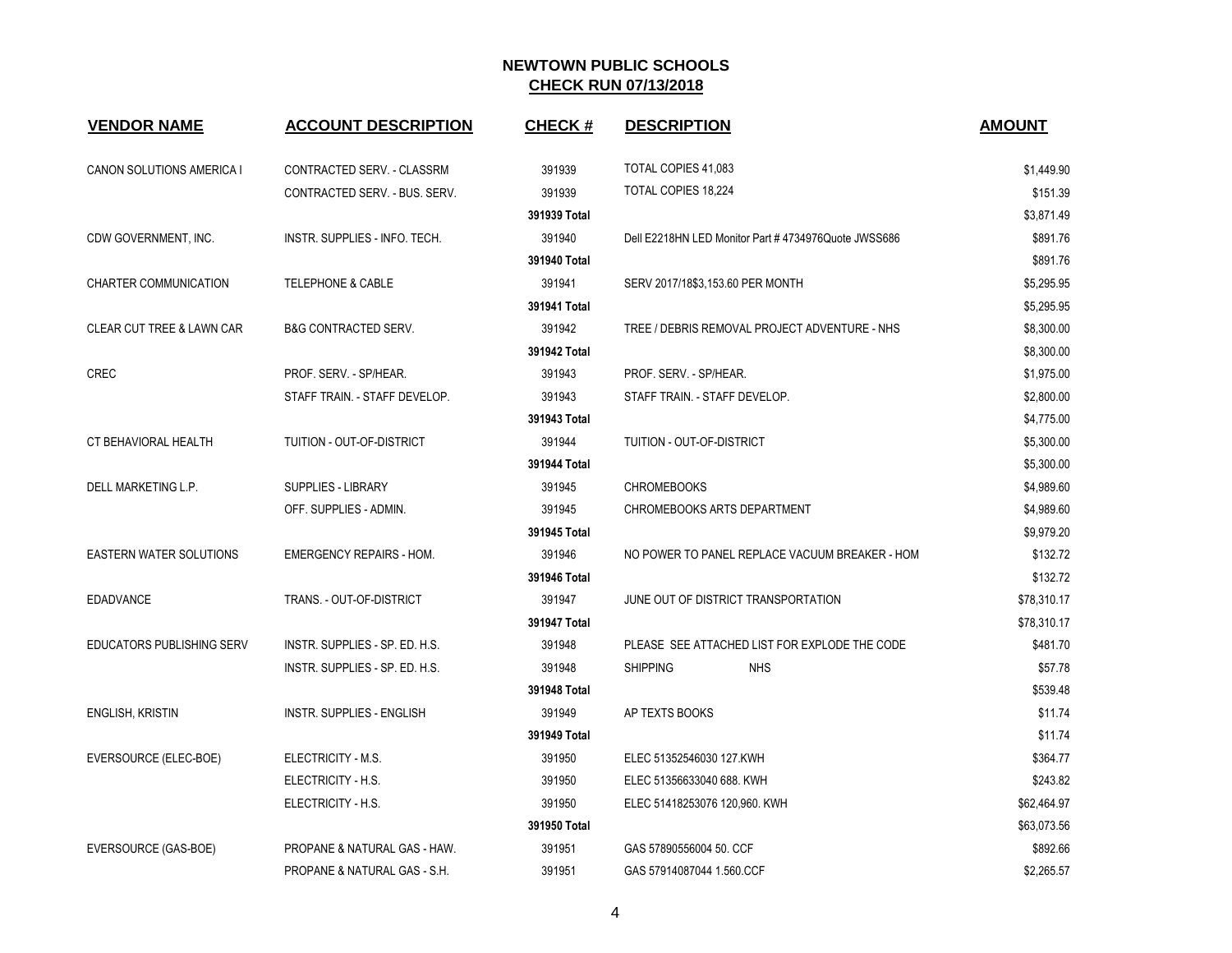# NEWTOWN PUBLIC SCHOOLS
## CHECK RUN 07/13/2018

| VENDOR NAME | ACCOUNT DESCRIPTION | CHECK # | DESCRIPTION | AMOUNT |
|---|---|---|---|---|
| CANON SOLUTIONS AMERICA I | CONTRACTED SERV. - CLASSRM | 391939 | TOTAL COPIES 41,083 | $1,449.90 |
| | CONTRACTED SERV. - BUS. SERV. | 391939 | TOTAL COPIES 18,224 | $151.39 |
| | | 391939 Total | | $3,871.49 |
| CDW GOVERNMENT, INC. | INSTR. SUPPLIES - INFO. TECH. | 391940 | Dell E2218HN LED Monitor Part # 4734976Quote JWSS686 | $891.76 |
| | | 391940 Total | | $891.76 |
| CHARTER COMMUNICATION | TELEPHONE & CABLE | 391941 | SERV 2017/18$3,153.60 PER MONTH | $5,295.95 |
| | | 391941 Total | | $5,295.95 |
| CLEAR CUT TREE & LAWN CAR | B&G CONTRACTED SERV. | 391942 | TREE / DEBRIS REMOVAL PROJECT ADVENTURE - NHS | $8,300.00 |
| | | 391942 Total | | $8,300.00 |
| CREC | PROF. SERV. - SP/HEAR. | 391943 | PROF. SERV. - SP/HEAR. | $1,975.00 |
| | STAFF TRAIN. - STAFF DEVELOP. | 391943 | STAFF TRAIN. - STAFF DEVELOP. | $2,800.00 |
| | | 391943 Total | | $4,775.00 |
| CT BEHAVIORAL HEALTH | TUITION - OUT-OF-DISTRICT | 391944 | TUITION - OUT-OF-DISTRICT | $5,300.00 |
| | | 391944 Total | | $5,300.00 |
| DELL MARKETING L.P. | SUPPLIES - LIBRARY | 391945 | CHROMEBOOKS | $4,989.60 |
| | OFF. SUPPLIES - ADMIN. | 391945 | CHROMEBOOKS ARTS DEPARTMENT | $4,989.60 |
| | | 391945 Total | | $9,979.20 |
| EASTERN WATER SOLUTIONS | EMERGENCY REPAIRS - HOM. | 391946 | NO POWER TO PANEL REPLACE VACUUM BREAKER - HOM | $132.72 |
| | | 391946 Total | | $132.72 |
| EDADVANCE | TRANS. - OUT-OF-DISTRICT | 391947 | JUNE OUT OF DISTRICT TRANSPORTATION | $78,310.17 |
| | | 391947 Total | | $78,310.17 |
| EDUCATORS PUBLISHING SERV | INSTR. SUPPLIES - SP. ED. H.S. | 391948 | PLEASE SEE ATTACHED LIST FOR EXPLODE THE CODE | $481.70 |
| | INSTR. SUPPLIES - SP. ED. H.S. | 391948 | SHIPPING NHS | $57.78 |
| | | 391948 Total | | $539.48 |
| ENGLISH, KRISTIN | INSTR. SUPPLIES - ENGLISH | 391949 | AP TEXTS BOOKS | $11.74 |
| | | 391949 Total | | $11.74 |
| EVERSOURCE (ELEC-BOE) | ELECTRICITY - M.S. | 391950 | ELEC 51352546030 127.KWH | $364.77 |
| | ELECTRICITY - H.S. | 391950 | ELEC 51356633040 688. KWH | $243.82 |
| | ELECTRICITY - H.S. | 391950 | ELEC 51418253076 120,960. KWH | $62,464.97 |
| | | 391950 Total | | $63,073.56 |
| EVERSOURCE (GAS-BOE) | PROPANE & NATURAL GAS - HAW. | 391951 | GAS 57890556004 50. CCF | $892.66 |
| | PROPANE & NATURAL GAS - S.H. | 391951 | GAS 57914087044 1.560.CCF | $2,265.57 |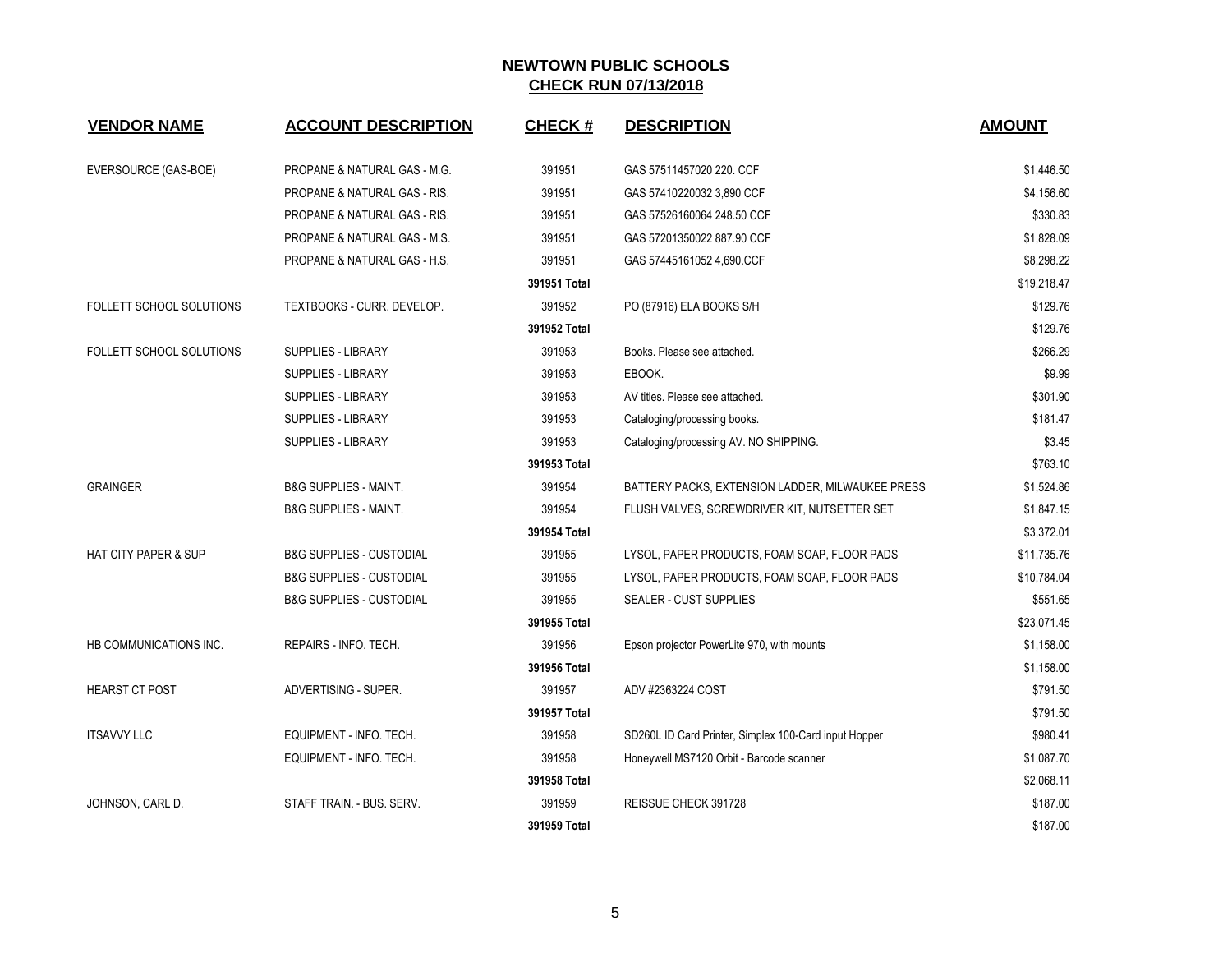# NEWTOWN PUBLIC SCHOOLS

## CHECK RUN 07/13/2018

| VENDOR NAME | ACCOUNT DESCRIPTION | CHECK # | DESCRIPTION | AMOUNT |
|---|---|---|---|---|
| EVERSOURCE (GAS-BOE) | PROPANE & NATURAL GAS - M.G. | 391951 | GAS 57511457020 220. CCF | $1,446.50 |
| | PROPANE & NATURAL GAS - RIS. | 391951 | GAS 57410220032 3,890 CCF | $4,156.60 |
| | PROPANE & NATURAL GAS - RIS. | 391951 | GAS 57526160064 248.50 CCF | $330.83 |
| | PROPANE & NATURAL GAS - M.S. | 391951 | GAS 57201350022 887.90 CCF | $1,828.09 |
| | PROPANE & NATURAL GAS - H.S. | 391951 | GAS 57445161052 4,690.CCF | $8,298.22 |
| | | **391951 Total** | | $19,218.47 |
| FOLLETT SCHOOL SOLUTIONS | TEXTBOOKS - CURR. DEVELOP. | 391952 | PO (87916) ELA BOOKS S/H | $129.76 |
| | | **391952 Total** | | $129.76 |
| FOLLETT SCHOOL SOLUTIONS | SUPPLIES - LIBRARY | 391953 | Books. Please see attached. | $266.29 |
| | SUPPLIES - LIBRARY | 391953 | EBOOK. | $9.99 |
| | SUPPLIES - LIBRARY | 391953 | AV titles. Please see attached. | $301.90 |
| | SUPPLIES - LIBRARY | 391953 | Cataloging/processing books. | $181.47 |
| | SUPPLIES - LIBRARY | 391953 | Cataloging/processing AV. NO SHIPPING. | $3.45 |
| | | **391953 Total** | | $763.10 |
| GRAINGER | B&G SUPPLIES - MAINT. | 391954 | BATTERY PACKS, EXTENSION LADDER, MILWAUKEE PRESS | $1,524.86 |
| | B&G SUPPLIES - MAINT. | 391954 | FLUSH VALVES, SCREWDRIVER KIT, NUTSETTER SET | $1,847.15 |
| | | **391954 Total** | | $3,372.01 |
| HAT CITY PAPER & SUP | B&G SUPPLIES - CUSTODIAL | 391955 | LYSOL, PAPER PRODUCTS, FOAM SOAP, FLOOR PADS | $11,735.76 |
| | B&G SUPPLIES - CUSTODIAL | 391955 | LYSOL, PAPER PRODUCTS, FOAM SOAP, FLOOR PADS | $10,784.04 |
| | B&G SUPPLIES - CUSTODIAL | 391955 | SEALER - CUST SUPPLIES | $551.65 |
| | | **391955 Total** | | $23,071.45 |
| HB COMMUNICATIONS INC. | REPAIRS - INFO. TECH. | 391956 | Epson projector PowerLite 970, with mounts | $1,158.00 |
| | | **391956 Total** | | $1,158.00 |
| HEARST CT POST | ADVERTISING - SUPER. | 391957 | ADV #2363224 COST | $791.50 |
| | | **391957 Total** | | $791.50 |
| ITSAVVY LLC | EQUIPMENT - INFO. TECH. | 391958 | SD260L ID Card Printer, Simplex 100-Card input Hopper | $980.41 |
| | EQUIPMENT - INFO. TECH. | 391958 | Honeywell MS7120 Orbit - Barcode scanner | $1,087.70 |
| | | **391958 Total** | | $2,068.11 |
| JOHNSON, CARL D. | STAFF TRAIN. - BUS. SERV. | 391959 | REISSUE CHECK 391728 | $187.00 |
| | | **391959 Total** | | $187.00 |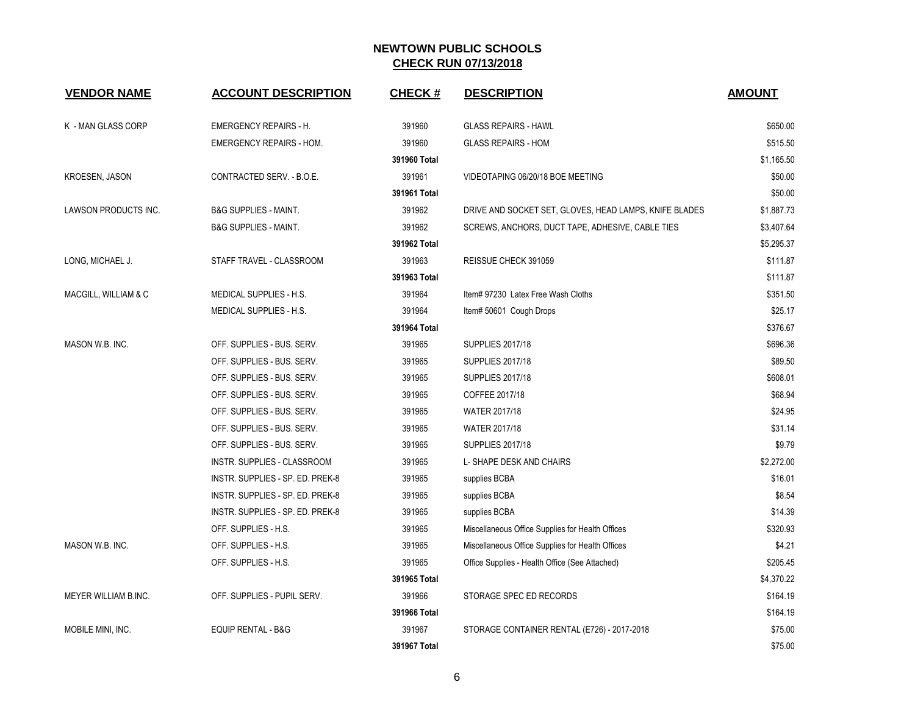# NEWTOWN PUBLIC SCHOOLS
## CHECK RUN 07/13/2018

| VENDOR NAME | ACCOUNT DESCRIPTION | CHECK # | DESCRIPTION | AMOUNT |
|---|---|---|---|---|
| K - MAN GLASS CORP | EMERGENCY REPAIRS - H. | 391960 | GLASS REPAIRS - HAWL | $650.00 |
| | EMERGENCY REPAIRS - HOM. | 391960 | GLASS REPAIRS - HOM | $515.50 |
| | | **391960 Total** | | $1,165.50 |
| KROESEN, JASON | CONTRACTED SERV. - B.O.E. | 391961 | VIDEOTAPING 06/20/18 BOE MEETING | $50.00 |
| | | **391961 Total** | | $50.00 |
| LAWSON PRODUCTS INC. | B&G SUPPLIES - MAINT. | 391962 | DRIVE AND SOCKET SET, GLOVES, HEAD LAMPS, KNIFE BLADES | $1,887.73 |
| | B&G SUPPLIES - MAINT. | 391962 | SCREWS, ANCHORS, DUCT TAPE, ADHESIVE, CABLE TIES | $3,407.64 |
| | | **391962 Total** | | $5,295.37 |
| LONG, MICHAEL J. | STAFF TRAVEL - CLASSROOM | 391963 | REISSUE CHECK 391059 | $111.87 |
| | | **391963 Total** | | $111.87 |
| MACGILL, WILLIAM & C | MEDICAL SUPPLIES - H.S. | 391964 | Item# 97230 Latex Free Wash Cloths | $351.50 |
| | MEDICAL SUPPLIES - H.S. | 391964 | Item# 50601 Cough Drops | $25.17 |
| | | **391964 Total** | | $376.67 |
| MASON W.B. INC. | OFF. SUPPLIES - BUS. SERV. | 391965 | SUPPLIES 2017/18 | $696.36 |
| | OFF. SUPPLIES - BUS. SERV. | 391965 | SUPPLIES 2017/18 | $89.50 |
| | OFF. SUPPLIES - BUS. SERV. | 391965 | SUPPLIES 2017/18 | $608.01 |
| | OFF. SUPPLIES - BUS. SERV. | 391965 | COFFEE 2017/18 | $68.94 |
| | OFF. SUPPLIES - BUS. SERV. | 391965 | WATER 2017/18 | $24.95 |
| | OFF. SUPPLIES - BUS. SERV. | 391965 | WATER 2017/18 | $31.14 |
| | OFF. SUPPLIES - BUS. SERV. | 391965 | SUPPLIES 2017/18 | $9.79 |
| | INSTR. SUPPLIES - CLASSROOM | 391965 | L- SHAPE DESK AND CHAIRS | $2,272.00 |
| | INSTR. SUPPLIES - SP. ED. PREK-8 | 391965 | supplies BCBA | $16.01 |
| | INSTR. SUPPLIES - SP. ED. PREK-8 | 391965 | supplies BCBA | $8.54 |
| | INSTR. SUPPLIES - SP. ED. PREK-8 | 391965 | supplies BCBA | $14.39 |
| | OFF. SUPPLIES - H.S. | 391965 | Miscellaneous Office Supplies for Health Offices | $320.93 |
| MASON W.B. INC. | OFF. SUPPLIES - H.S. | 391965 | Miscellaneous Office Supplies for Health Offices | $4.21 |
| | OFF. SUPPLIES - H.S. | 391965 | Office Supplies - Health Office (See Attached) | $205.45 |
| | | **391965 Total** | | $4,370.22 |
| MEYER WILLIAM B.INC. | OFF. SUPPLIES - PUPIL SERV. | 391966 | STORAGE SPEC ED RECORDS | $164.19 |
| | | **391966 Total** | | $164.19 |
| MOBILE MINI, INC. | EQUIP RENTAL - B&G | 391967 | STORAGE CONTAINER RENTAL (E726) - 2017-2018 | $75.00 |
| | | **391967 Total** | | $75.00 |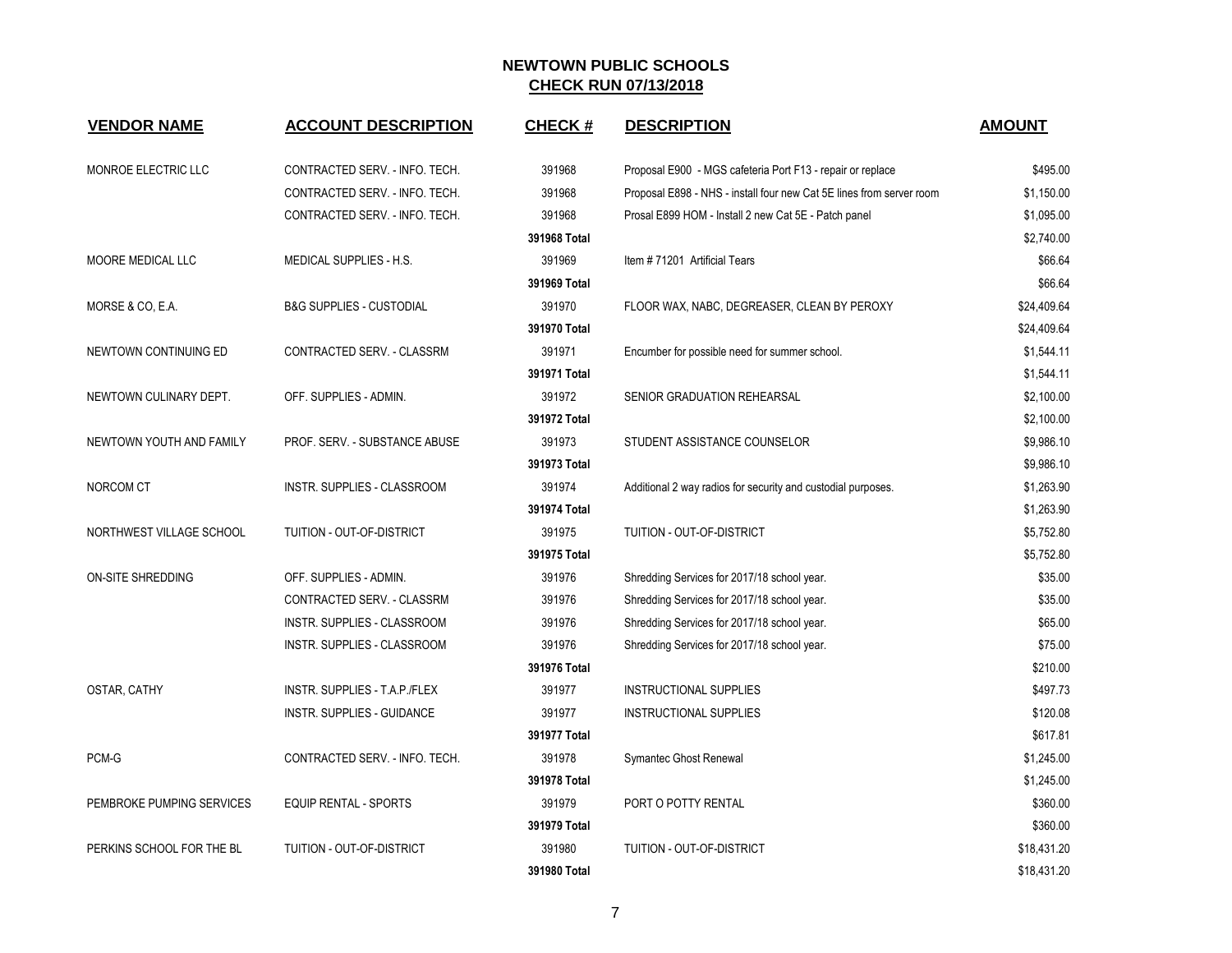# NEWTOWN PUBLIC SCHOOLS

## CHECK RUN 07/13/2018

| VENDOR NAME | ACCOUNT DESCRIPTION | CHECK # | DESCRIPTION | AMOUNT |
|---|---|---|---|---|
| MONROE ELECTRIC LLC | CONTRACTED SERV. - INFO. TECH. | 391968 | Proposal E900 - MGS cafeteria Port F13 - repair or replace | $495.00 |
| | CONTRACTED SERV. - INFO. TECH. | 391968 | Proposal E898 - NHS - install four new Cat 5E lines from server room | $1,150.00 |
| | CONTRACTED SERV. - INFO. TECH. | 391968 | Prosal E899 HOM - Install 2 new Cat 5E - Patch panel | $1,095.00 |
| | | **391968 Total** | | $2,740.00 |
| MOORE MEDICAL LLC | MEDICAL SUPPLIES - H.S. | 391969 | Item # 71201 Artificial Tears | $66.64 |
| | | **391969 Total** | | $66.64 |
| MORSE & CO, E.A. | B&G SUPPLIES - CUSTODIAL | 391970 | FLOOR WAX, NABC, DEGREASER, CLEAN BY PEROXY | $24,409.64 |
| | | **391970 Total** | | $24,409.64 |
| NEWTOWN CONTINUING ED | CONTRACTED SERV. - CLASSRM | 391971 | Encumber for possible need for summer school. | $1,544.11 |
| | | **391971 Total** | | $1,544.11 |
| NEWTOWN CULINARY DEPT. | OFF. SUPPLIES - ADMIN. | 391972 | SENIOR GRADUATION REHEARSAL | $2,100.00 |
| | | **391972 Total** | | $2,100.00 |
| NEWTOWN YOUTH AND FAMILY | PROF. SERV. - SUBSTANCE ABUSE | 391973 | STUDENT ASSISTANCE COUNSELOR | $9,986.10 |
| | | **391973 Total** | | $9,986.10 |
| NORCOM CT | INSTR. SUPPLIES - CLASSROOM | 391974 | Additional 2 way radios for security and custodial purposes. | $1,263.90 |
| | | **391974 Total** | | $1,263.90 |
| NORTHWEST VILLAGE SCHOOL | TUITION - OUT-OF-DISTRICT | 391975 | TUITION - OUT-OF-DISTRICT | $5,752.80 |
| | | **391975 Total** | | $5,752.80 |
| ON-SITE SHREDDING | OFF. SUPPLIES - ADMIN. | 391976 | Shredding Services for 2017/18 school year. | $35.00 |
| | CONTRACTED SERV. - CLASSRM | 391976 | Shredding Services for 2017/18 school year. | $35.00 |
| | INSTR. SUPPLIES - CLASSROOM | 391976 | Shredding Services for 2017/18 school year. | $65.00 |
| | INSTR. SUPPLIES - CLASSROOM | 391976 | Shredding Services for 2017/18 school year. | $75.00 |
| | | **391976 Total** | | $210.00 |
| OSTAR, CATHY | INSTR. SUPPLIES - T.A.P./FLEX | 391977 | INSTRUCTIONAL SUPPLIES | $497.73 |
| | INSTR. SUPPLIES - GUIDANCE | 391977 | INSTRUCTIONAL SUPPLIES | $120.08 |
| | | **391977 Total** | | $617.81 |
| PCM-G | CONTRACTED SERV. - INFO. TECH. | 391978 | Symantec Ghost Renewal | $1,245.00 |
| | | **391978 Total** | | $1,245.00 |
| PEMBROKE PUMPING SERVICES | EQUIP RENTAL - SPORTS | 391979 | PORT O POTTY RENTAL | $360.00 |
| | | **391979 Total** | | $360.00 |
| PERKINS SCHOOL FOR THE BL | TUITION - OUT-OF-DISTRICT | 391980 | TUITION - OUT-OF-DISTRICT | $18,431.20 |
| | | **391980 Total** | | $18,431.20 |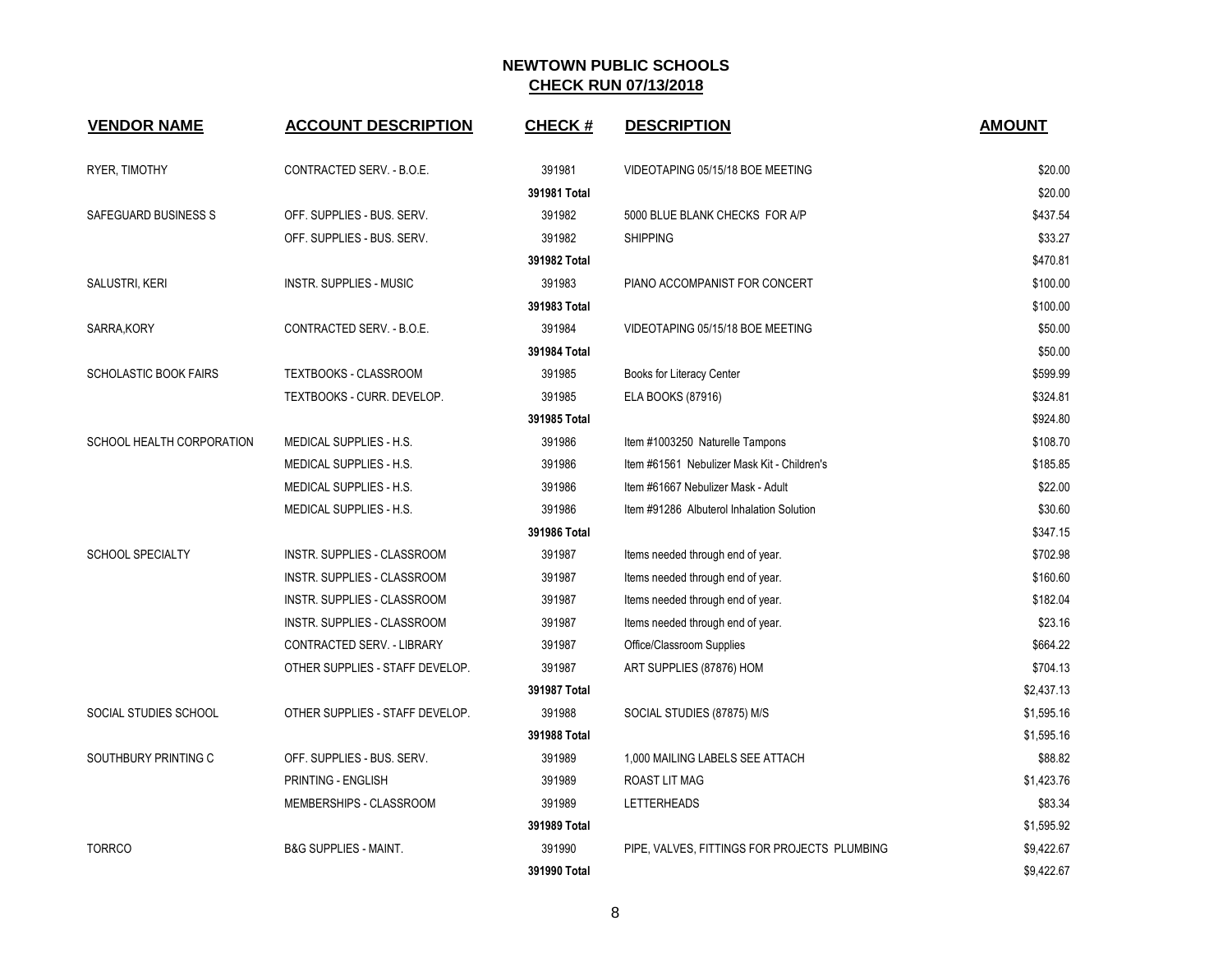# NEWTOWN PUBLIC SCHOOLS

## CHECK RUN 07/13/2018

| VENDOR NAME | ACCOUNT DESCRIPTION | CHECK # | DESCRIPTION | AMOUNT |
|---|---|---|---|---|
| RYER, TIMOTHY | CONTRACTED SERV. - B.O.E. | 391981 | VIDEOTAPING 05/15/18 BOE MEETING | $20.00 |
| | | **391981 Total** | | $20.00 |
| SAFEGUARD BUSINESS S | OFF. SUPPLIES - BUS. SERV. | 391982 | 5000 BLUE BLANK CHECKS FOR A/P | $437.54 |
| | OFF. SUPPLIES - BUS. SERV. | 391982 | SHIPPING | $33.27 |
| | | **391982 Total** | | $470.81 |
| SALUSTRI, KERI | INSTR. SUPPLIES - MUSIC | 391983 | PIANO ACCOMPANIST FOR CONCERT | $100.00 |
| | | **391983 Total** | | $100.00 |
| SARRA,KORY | CONTRACTED SERV. - B.O.E. | 391984 | VIDEOTAPING 05/15/18 BOE MEETING | $50.00 |
| | | **391984 Total** | | $50.00 |
| SCHOLASTIC BOOK FAIRS | TEXTBOOKS - CLASSROOM | 391985 | Books for Literacy Center | $599.99 |
| | TEXTBOOKS - CURR. DEVELOP. | 391985 | ELA BOOKS (87916) | $324.81 |
| | | **391985 Total** | | $924.80 |
| SCHOOL HEALTH CORPORATION | MEDICAL SUPPLIES - H.S. | 391986 | Item #1003250 Naturelle Tampons | $108.70 |
| | MEDICAL SUPPLIES - H.S. | 391986 | Item #61561 Nebulizer Mask Kit - Children's | $185.85 |
| | MEDICAL SUPPLIES - H.S. | 391986 | Item #61667 Nebulizer Mask - Adult | $22.00 |
| | MEDICAL SUPPLIES - H.S. | 391986 | Item #91286 Albuterol Inhalation Solution | $30.60 |
| | | **391986 Total** | | $347.15 |
| SCHOOL SPECIALTY | INSTR. SUPPLIES - CLASSROOM | 391987 | Items needed through end of year. | $702.98 |
| | INSTR. SUPPLIES - CLASSROOM | 391987 | Items needed through end of year. | $160.60 |
| | INSTR. SUPPLIES - CLASSROOM | 391987 | Items needed through end of year. | $182.04 |
| | INSTR. SUPPLIES - CLASSROOM | 391987 | Items needed through end of year. | $23.16 |
| | CONTRACTED SERV. - LIBRARY | 391987 | Office/Classroom Supplies | $664.22 |
| | OTHER SUPPLIES - STAFF DEVELOP. | 391987 | ART SUPPLIES (87876) HOM | $704.13 |
| | | **391987 Total** | | $2,437.13 |
| SOCIAL STUDIES SCHOOL | OTHER SUPPLIES - STAFF DEVELOP. | 391988 | SOCIAL STUDIES (87875) M/S | $1,595.16 |
| | | **391988 Total** | | $1,595.16 |
| SOUTHBURY PRINTING C | OFF. SUPPLIES - BUS. SERV. | 391989 | 1,000 MAILING LABELS SEE ATTACH | $88.82 |
| | PRINTING - ENGLISH | 391989 | ROAST LIT MAG | $1,423.76 |
| | MEMBERSHIPS - CLASSROOM | 391989 | LETTERHEADS | $83.34 |
| | | **391989 Total** | | $1,595.92 |
| TORRCO | B&G SUPPLIES - MAINT. | 391990 | PIPE, VALVES, FITTINGS FOR PROJECTS PLUMBING | $9,422.67 |
| | | **391990 Total** | | $9,422.67 |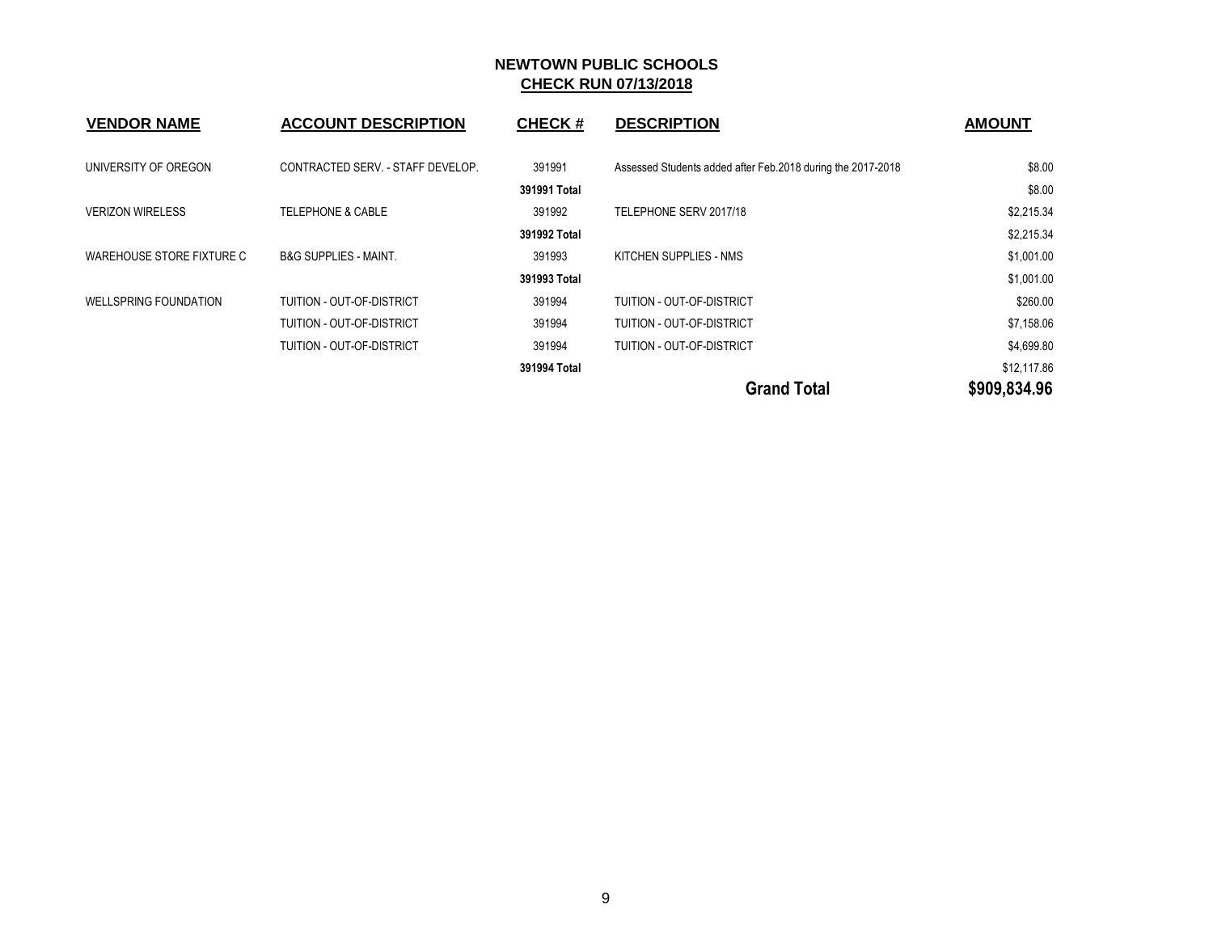**NEWTOWN PUBLIC SCHOOLS**
**CHECK RUN 07/13/2018**

| VENDOR NAME | ACCOUNT DESCRIPTION | CHECK # | DESCRIPTION | AMOUNT |
|---|---|---|---|---|
| UNIVERSITY OF OREGON | CONTRACTED SERV. - STAFF DEVELOP. | 391991 | Assessed Students added after Feb.2018 during the 2017-2018 | $8.00 |
| | | **391991 Total** | | $8.00 |
| VERIZON WIRELESS | TELEPHONE & CABLE | 391992 | TELEPHONE SERV 2017/18 | $2,215.34 |
| | | **391992 Total** | | $2,215.34 |
| WAREHOUSE STORE FIXTURE C | B&G SUPPLIES - MAINT. | 391993 | KITCHEN SUPPLIES - NMS | $1,001.00 |
| | | **391993 Total** | | $1,001.00 |
| WELLSPRING FOUNDATION | TUITION - OUT-OF-DISTRICT | 391994 | TUITION - OUT-OF-DISTRICT | $260.00 |
| | TUITION - OUT-OF-DISTRICT | 391994 | TUITION - OUT-OF-DISTRICT | $7,158.06 |
| | TUITION - OUT-OF-DISTRICT | 391994 | TUITION - OUT-OF-DISTRICT | $4,699.80 |
| | | **391994 Total** | | $12,117.86 |
| | | | **Grand Total** | **$909,834.96** |